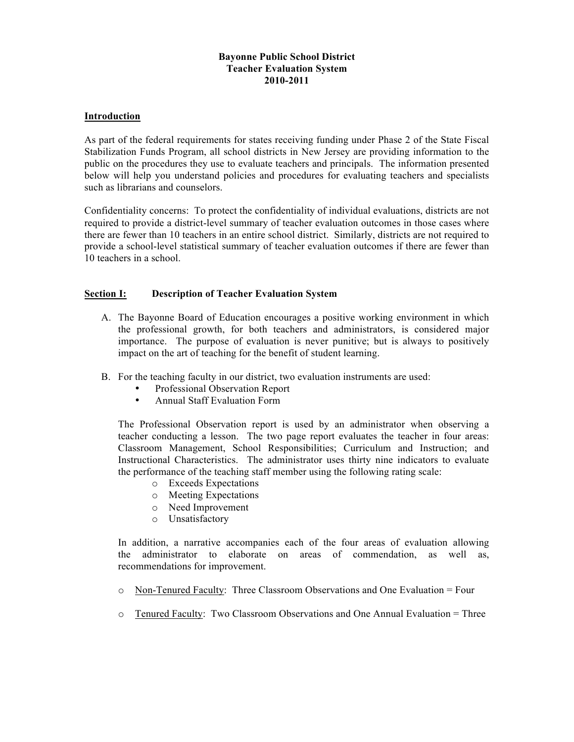**Bayonne Public School District**
**Teacher Evaluation System**
**2010-2011**

**Introduction**

As part of the federal requirements for states receiving funding under Phase 2 of the State Fiscal Stabilization Funds Program, all school districts in New Jersey are providing information to the public on the procedures they use to evaluate teachers and principals. The information presented below will help you understand policies and procedures for evaluating teachers and specialists such as librarians and counselors.

Confidentiality concerns: To protect the confidentiality of individual evaluations, districts are not required to provide a district-level summary of teacher evaluation outcomes in those cases where there are fewer than 10 teachers in an entire school district. Similarly, districts are not required to provide a school-level statistical summary of teacher evaluation outcomes if there are fewer than 10 teachers in a school.

**Section I: Description of Teacher Evaluation System**

A. The Bayonne Board of Education encourages a positive working environment in which the professional growth, for both teachers and administrators, is considered major importance. The purpose of evaluation is never punitive; but is always to positively impact on the art of teaching for the benefit of student learning.

B. For the teaching faculty in our district, two evaluation instruments are used:
   - Professional Observation Report
   - Annual Staff Evaluation Form

   The Professional Observation report is used by an administrator when observing a teacher conducting a lesson. The two page report evaluates the teacher in four areas: Classroom Management, School Responsibilities; Curriculum and Instruction; and Instructional Characteristics. The administrator uses thirty nine indicators to evaluate the performance of the teaching staff member using the following rating scale:
   - Exceeds Expectations
   - Meeting Expectations
   - Need Improvement
   - Unsatisfactory

   In addition, a narrative accompanies each of the four areas of evaluation allowing the administrator to elaborate on areas of commendation, as well as, recommendations for improvement.

   - Non-Tenured Faculty: Three Classroom Observations and One Evaluation = Four
   - Tenured Faculty: Two Classroom Observations and One Annual Evaluation = Three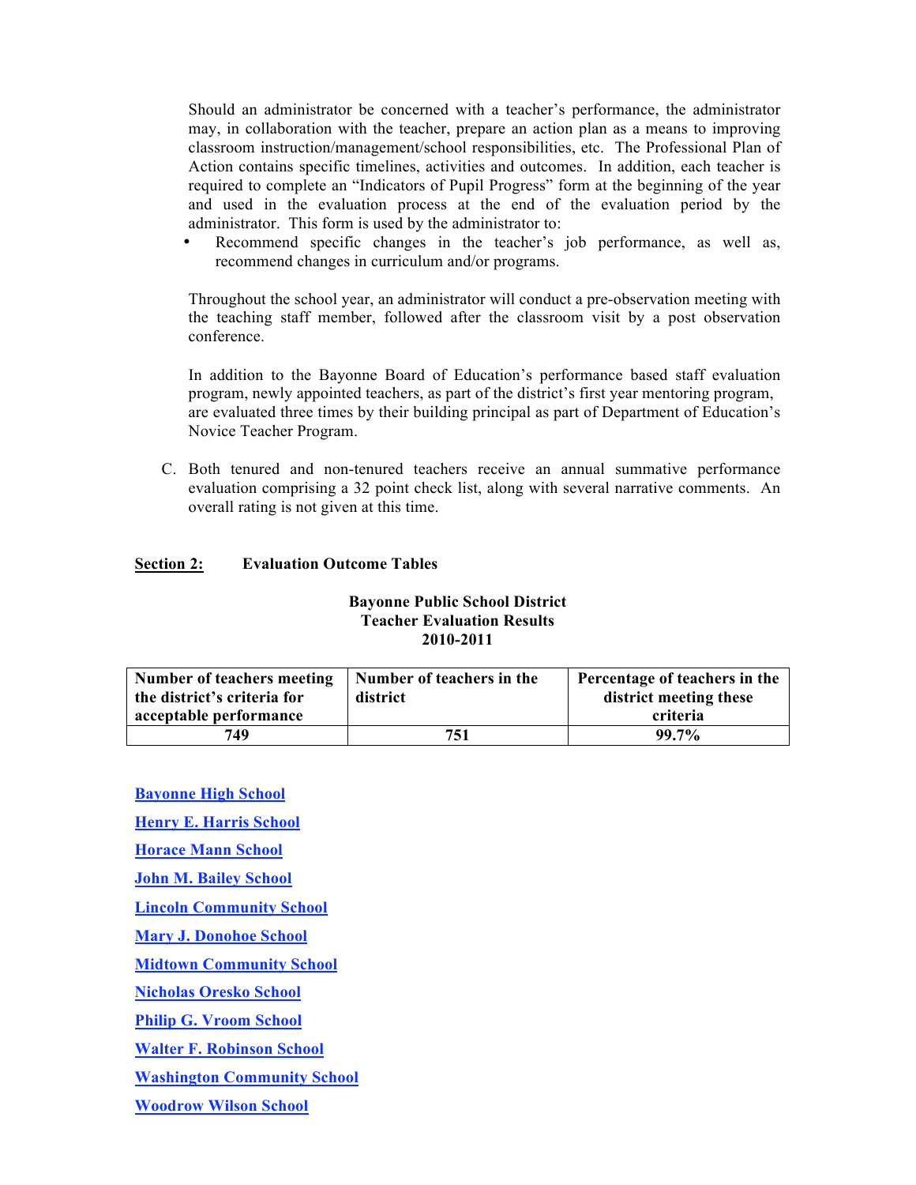Should an administrator be concerned with a teacher's performance, the administrator may, in collaboration with the teacher, prepare an action plan as a means to improving classroom instruction/management/school responsibilities, etc. The Professional Plan of Action contains specific timelines, activities and outcomes. In addition, each teacher is required to complete an "Indicators of Pupil Progress" form at the beginning of the year and used in the evaluation process at the end of the evaluation period by the administrator. This form is used by the administrator to:

- Recommend specific changes in the teacher's job performance, as well as, recommend changes in curriculum and/or programs.

Throughout the school year, an administrator will conduct a pre-observation meeting with the teaching staff member, followed after the classroom visit by a post observation conference.

In addition to the Bayonne Board of Education's performance based staff evaluation program, newly appointed teachers, as part of the district's first year mentoring program, are evaluated three times by their building principal as part of Department of Education's Novice Teacher Program.

C. Both tenured and non-tenured teachers receive an annual summative performance evaluation comprising a 32 point check list, along with several narrative comments. An overall rating is not given at this time.

## Section 2: Evaluation Outcome Tables

**Bayonne Public School District**
**Teacher Evaluation Results**
**2010-2011**

| Number of teachers meeting the district's criteria for acceptable performance | Number of teachers in the district | Percentage of teachers in the district meeting these criteria |
|---|---|---|
| **749** | **751** | **99.7%** |

**Bayonne High School**

**Henry E. Harris School**

**Horace Mann School**

**John M. Bailey School**

**Lincoln Community School**

**Mary J. Donohoe School**

**Midtown Community School**

**Nicholas Oresko School**

**Philip G. Vroom School**

**Walter F. Robinson School**

**Washington Community School**

**Woodrow Wilson School**